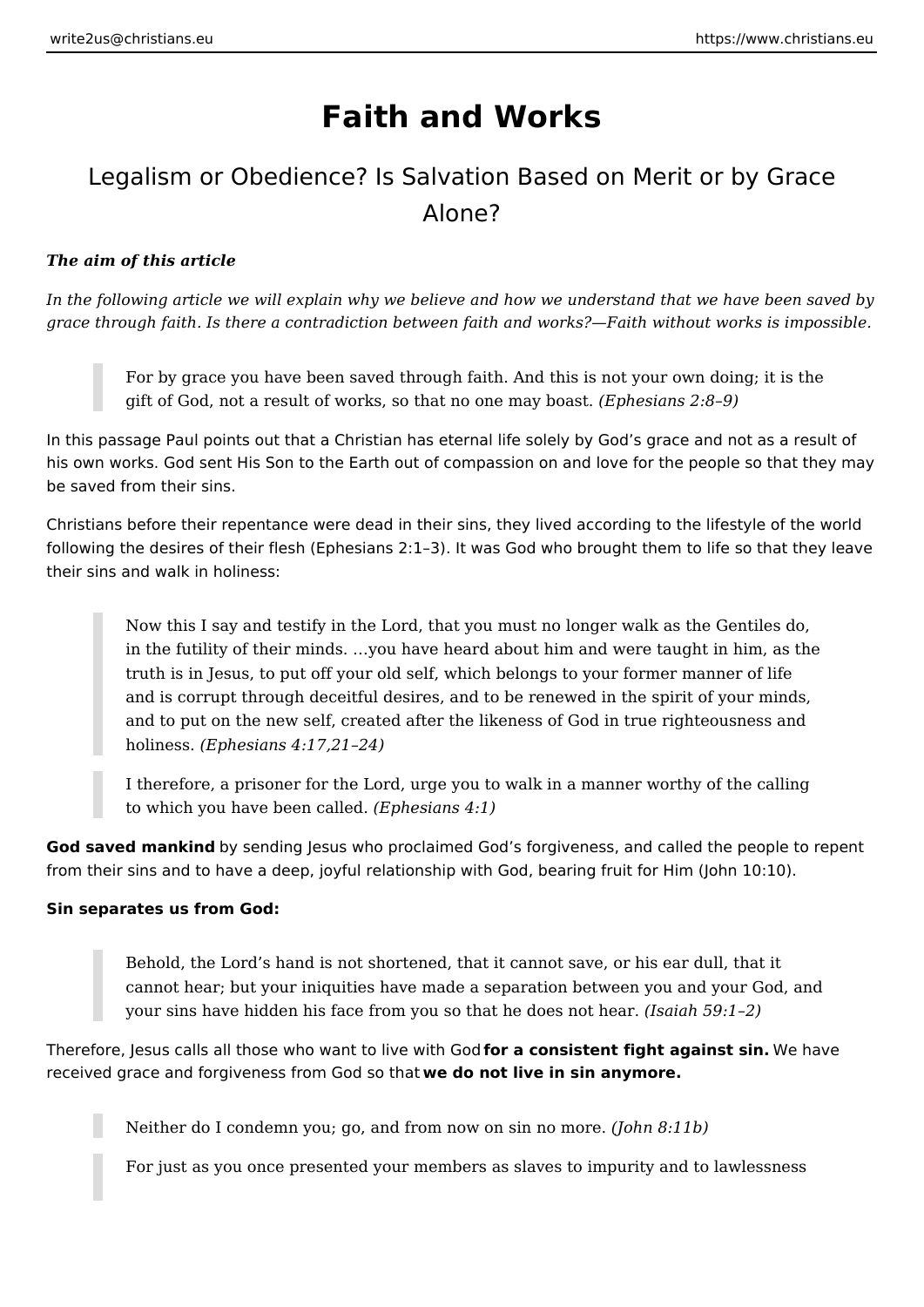# Faith and Works

## Legalism or Obedience? Is Salvation Based on Merit or by Grace Alone?

***The aim of this article***

*In the following article we will explain why we believe and how we understand that we have been saved by grace through faith. Is there a contradiction between faith and works?—Faith without works is impossible.*

> For by grace you have been saved through faith. And this is not your own doing; it is the gift of God, not a result of works, so that no one may boast. *(Ephesians 2:8–9)*

In this passage Paul points out that a Christian has eternal life solely by God's grace and not as a result of his own works. God sent His Son to the Earth out of compassion on and love for the people so that they may be saved from their sins.

Christians before their repentance were dead in their sins, they lived according to the lifestyle of the world following the desires of their flesh (Ephesians 2:1–3). It was God who brought them to life so that they leave their sins and walk in holiness:

> Now this I say and testify in the Lord, that you must no longer walk as the Gentiles do, in the futility of their minds. …you have heard about him and were taught in him, as the truth is in Jesus, to put off your old self, which belongs to your former manner of life and is corrupt through deceitful desires, and to be renewed in the spirit of your minds, and to put on the new self, created after the likeness of God in true righteousness and holiness. *(Ephesians 4:17,21–24)*

> I therefore, a prisoner for the Lord, urge you to walk in a manner worthy of the calling to which you have been called. *(Ephesians 4:1)*

**God saved mankind** by sending Jesus who proclaimed God's forgiveness, and called the people to repent from their sins and to have a deep, joyful relationship with God, bearing fruit for Him (John 10:10).

**Sin separates us from God:**

> Behold, the Lord's hand is not shortened, that it cannot save, or his ear dull, that it cannot hear; but your iniquities have made a separation between you and your God, and your sins have hidden his face from you so that he does not hear. *(Isaiah 59:1–2)*

Therefore, Jesus calls all those who want to live with God **for a consistent fight against sin.** We have received grace and forgiveness from God so that **we do not live in sin anymore.**

> Neither do I condemn you; go, and from now on sin no more. *(John 8:11b)*

> For just as you once presented your members as slaves to impurity and to lawlessness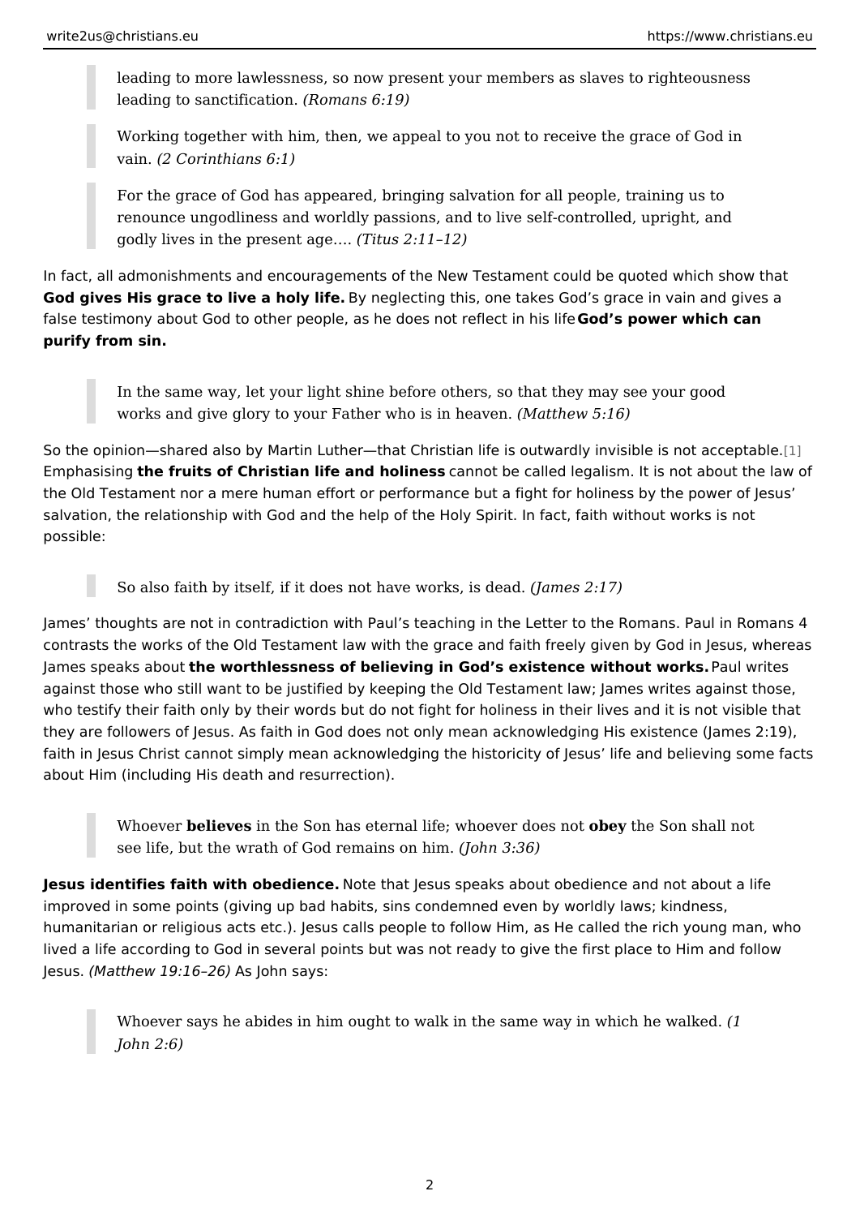> leading to more lawlessness, so now present your members as slaves to righteousness leading to sanctification. *(Romans 6:19)*

> Working together with him, then, we appeal to you not to receive the grace of God in vain. *(2 Corinthians 6:1)*

> For the grace of God has appeared, bringing salvation for all people, training us to renounce ungodliness and worldly passions, and to live self-controlled, upright, and godly lives in the present age…. *(Titus 2:11–12)*

In fact, all admonishments and encouragements of the New Testament could be quoted which show that **God gives His grace to live a holy life.** By neglecting this, one takes God's grace in vain and gives a false testimony about God to other people, as he does not reflect in his life **God's power which can purify from sin.**

> In the same way, let your light shine before others, so that they may see your good works and give glory to your Father who is in heaven. *(Matthew 5:16)*

So the opinion—shared also by Martin Luther—that Christian life is outwardly invisible is not acceptable.[1] Emphasising **the fruits of Christian life and holiness** cannot be called legalism. It is not about the law of the Old Testament nor a mere human effort or performance but a fight for holiness by the power of Jesus' salvation, the relationship with God and the help of the Holy Spirit. In fact, faith without works is not possible:

> So also faith by itself, if it does not have works, is dead. *(James 2:17)*

James' thoughts are not in contradiction with Paul's teaching in the Letter to the Romans. Paul in Romans 4 contrasts the works of the Old Testament law with the grace and faith freely given by God in Jesus, whereas James speaks about **the worthlessness of believing in God's existence without works.** Paul writes against those who still want to be justified by keeping the Old Testament law; James writes against those, who testify their faith only by their words but do not fight for holiness in their lives and it is not visible that they are followers of Jesus. As faith in God does not only mean acknowledging His existence (James 2:19), faith in Jesus Christ cannot simply mean acknowledging the historicity of Jesus' life and believing some facts about Him (including His death and resurrection).

> Whoever **believes** in the Son has eternal life; whoever does not **obey** the Son shall not see life, but the wrath of God remains on him. *(John 3:36)*

**Jesus identifies faith with obedience.** Note that Jesus speaks about obedience and not about a life improved in some points (giving up bad habits, sins condemned even by worldly laws; kindness, humanitarian or religious acts etc.). Jesus calls people to follow Him, as He called the rich young man, who lived a life according to God in several points but was not ready to give the first place to Him and follow Jesus. *(Matthew 19:16–26)* As John says:

> Whoever says he abides in him ought to walk in the same way in which he walked. *(1 John 2:6)*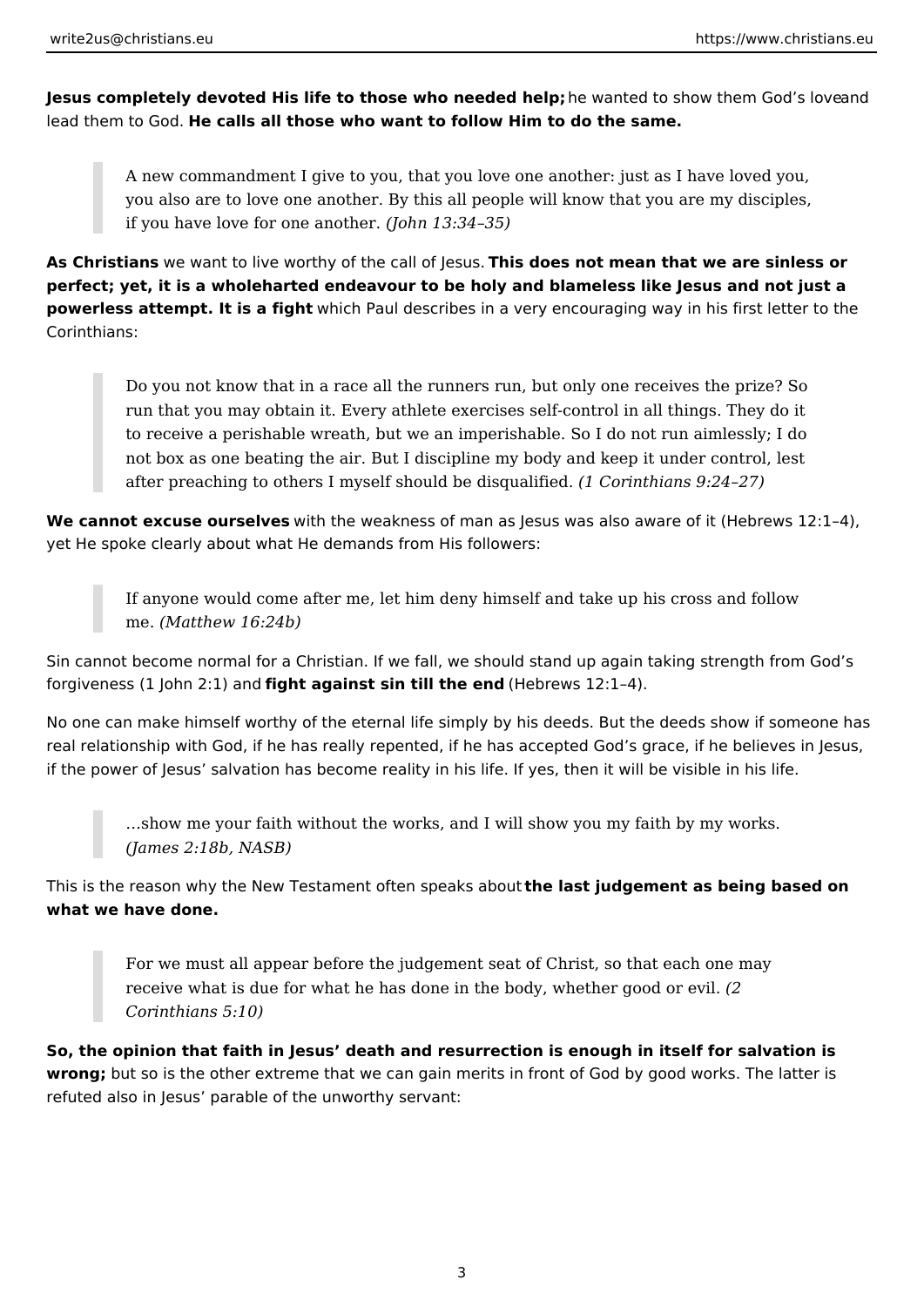**Jesus completely devoted His life to those who needed help;** he wanted to show them God's love and lead them to God. **He calls all those who want to follow Him to do the same.**

> A new commandment I give to you, that you love one another: just as I have loved you, you also are to love one another. By this all people will know that you are my disciples, if you have love for one another. *(John 13:34–35)*

**As Christians** we want to live worthy of the call of Jesus. **This does not mean that we are sinless or perfect; yet, it is a wholeharted endeavour to be holy and blameless like Jesus and not just a powerless attempt. It is a fight** which Paul describes in a very encouraging way in his first letter to the Corinthians:

> Do you not know that in a race all the runners run, but only one receives the prize? So run that you may obtain it. Every athlete exercises self-control in all things. They do it to receive a perishable wreath, but we an imperishable. So I do not run aimlessly; I do not box as one beating the air. But I discipline my body and keep it under control, lest after preaching to others I myself should be disqualified. *(1 Corinthians 9:24–27)*

**We cannot excuse ourselves** with the weakness of man as Jesus was also aware of it (Hebrews 12:1–4), yet He spoke clearly about what He demands from His followers:

> If anyone would come after me, let him deny himself and take up his cross and follow me. *(Matthew 16:24b)*

Sin cannot become normal for a Christian. If we fall, we should stand up again taking strength from God's forgiveness (1 John 2:1) and **fight against sin till the end** (Hebrews 12:1–4).

No one can make himself worthy of the eternal life simply by his deeds. But the deeds show if someone has real relationship with God, if he has really repented, if he has accepted God's grace, if he believes in Jesus, if the power of Jesus' salvation has become reality in his life. If yes, then it will be visible in his life.

> …show me your faith without the works, and I will show you my faith by my works. *(James 2:18b, NASB)*

This is the reason why the New Testament often speaks about **the last judgement as being based on what we have done.**

> For we must all appear before the judgement seat of Christ, so that each one may receive what is due for what he has done in the body, whether good or evil. *(2 Corinthians 5:10)*

**So, the opinion that faith in Jesus' death and resurrection is enough in itself for salvation is wrong;** but so is the other extreme that we can gain merits in front of God by good works. The latter is refuted also in Jesus' parable of the unworthy servant: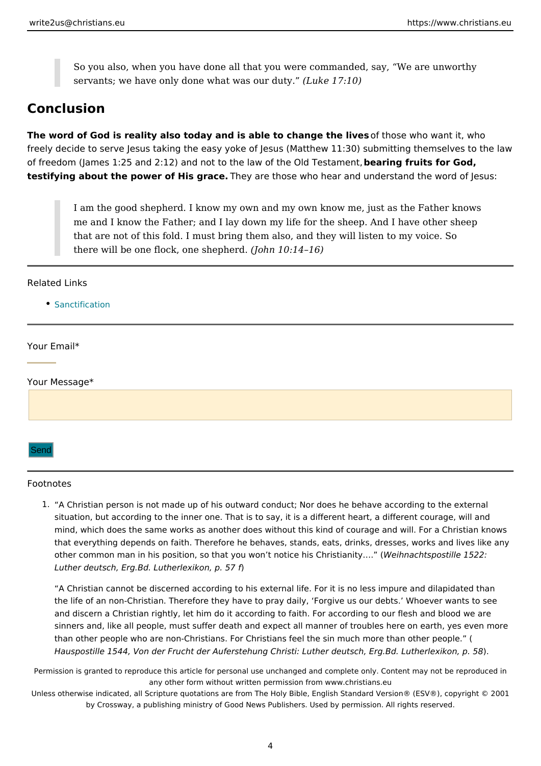> So you also, when you have done all that you were commanded, say, "We are unworthy servants; we have only done what was our duty." *(Luke 17:10)*

## Conclusion

**The word of God is reality also today and is able to change the lives** of those who want it, who freely decide to serve Jesus taking the easy yoke of Jesus (Matthew 11:30) submitting themselves to the law of freedom (James 1:25 and 2:12) and not to the law of the Old Testament, **bearing fruits for God, testifying about the power of His grace.** They are those who hear and understand the word of Jesus:

> I am the good shepherd. I know my own and my own know me, just as the Father knows me and I know the Father; and I lay down my life for the sheep. And I have other sheep that are not of this fold. I must bring them also, and they will listen to my voice. So there will be one flock, one shepherd. *(John 10:14–16)*

---

Related Links

- Sanctification

---

Your Email*

Your Message*

Send

---

Footnotes

1. "A Christian person is not made up of his outward conduct; Nor does he behave according to the external situation, but according to the inner one. That is to say, it is a different heart, a different courage, will and mind, which does the same works as another does without this kind of courage and will. For a Christian knows that everything depends on faith. Therefore he behaves, stands, eats, drinks, dresses, works and lives like any other common man in his position, so that you won't notice his Christianity…." (*Weihnachtspostille 1522: Luther deutsch, Erg.Bd. Lutherlexikon, p. 57 f*)

   "A Christian cannot be discerned according to his external life. For it is no less impure and dilapidated than the life of an non-Christian. Therefore they have to pray daily, 'Forgive us our debts.' Whoever wants to see and discern a Christian rightly, let him do it according to faith. For according to our flesh and blood we are sinners and, like all people, must suffer death and expect all manner of troubles here on earth, yes even more than other people who are non-Christians. For Christians feel the sin much more than other people." (*Hauspostille 1544, Von der Frucht der Auferstehung Christi: Luther deutsch, Erg.Bd. Lutherlexikon, p. 58*).

Permission is granted to reproduce this article for personal use unchanged and complete only. Content may not be reproduced in any other form without written permission from www.christians.eu

Unless otherwise indicated, all Scripture quotations are from The Holy Bible, English Standard Version® (ESV®), copyright © 2001 by Crossway, a publishing ministry of Good News Publishers. Used by permission. All rights reserved.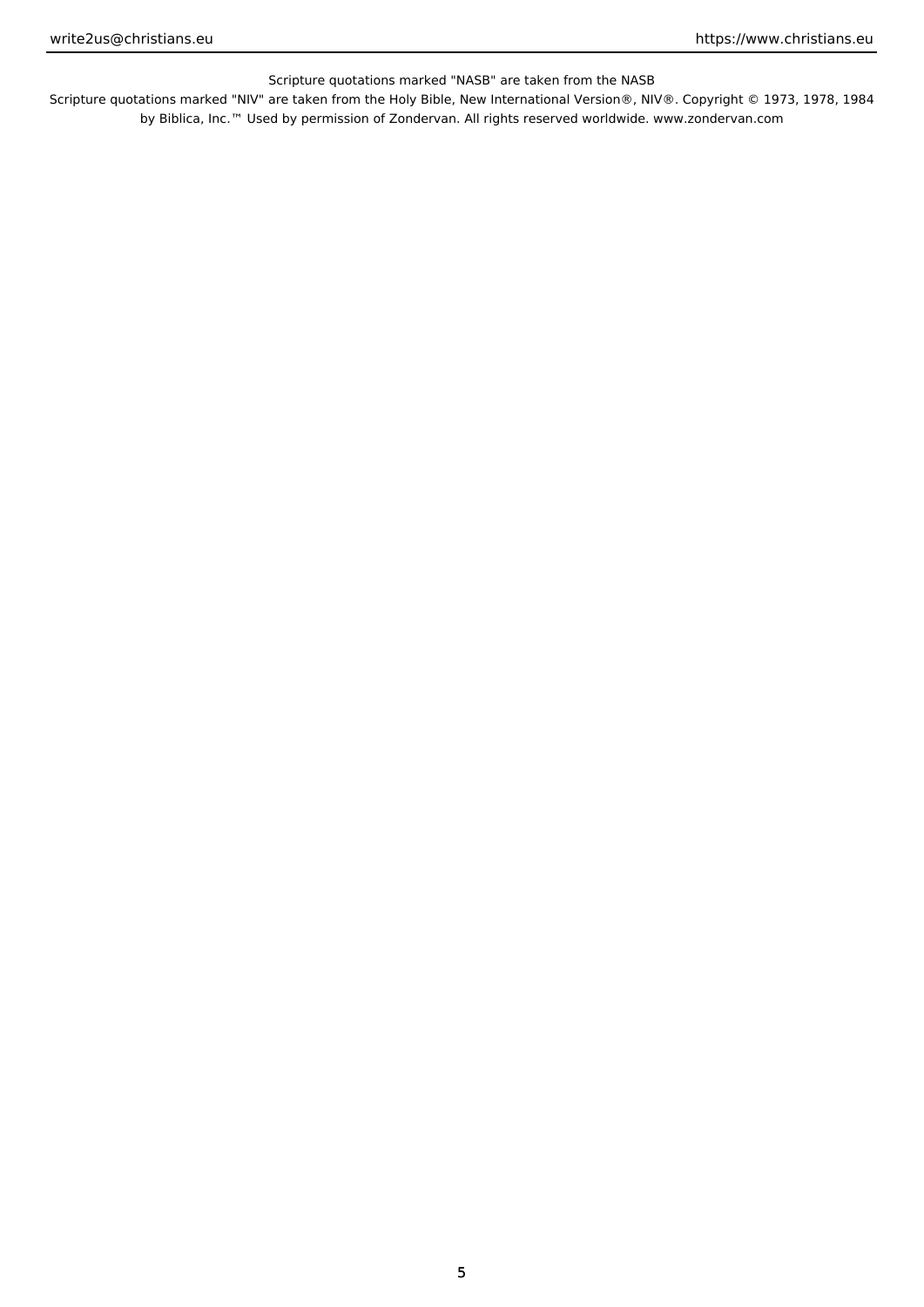Scripture quotations marked "NASB" are taken from the NASB

Scripture quotations marked "NIV" are taken from the Holy Bible, New International Version®, NIV®. Copyright © 1973, 1978, 1984 by Biblica, Inc.™ Used by permission of Zondervan. All rights reserved worldwide. www.zondervan.com